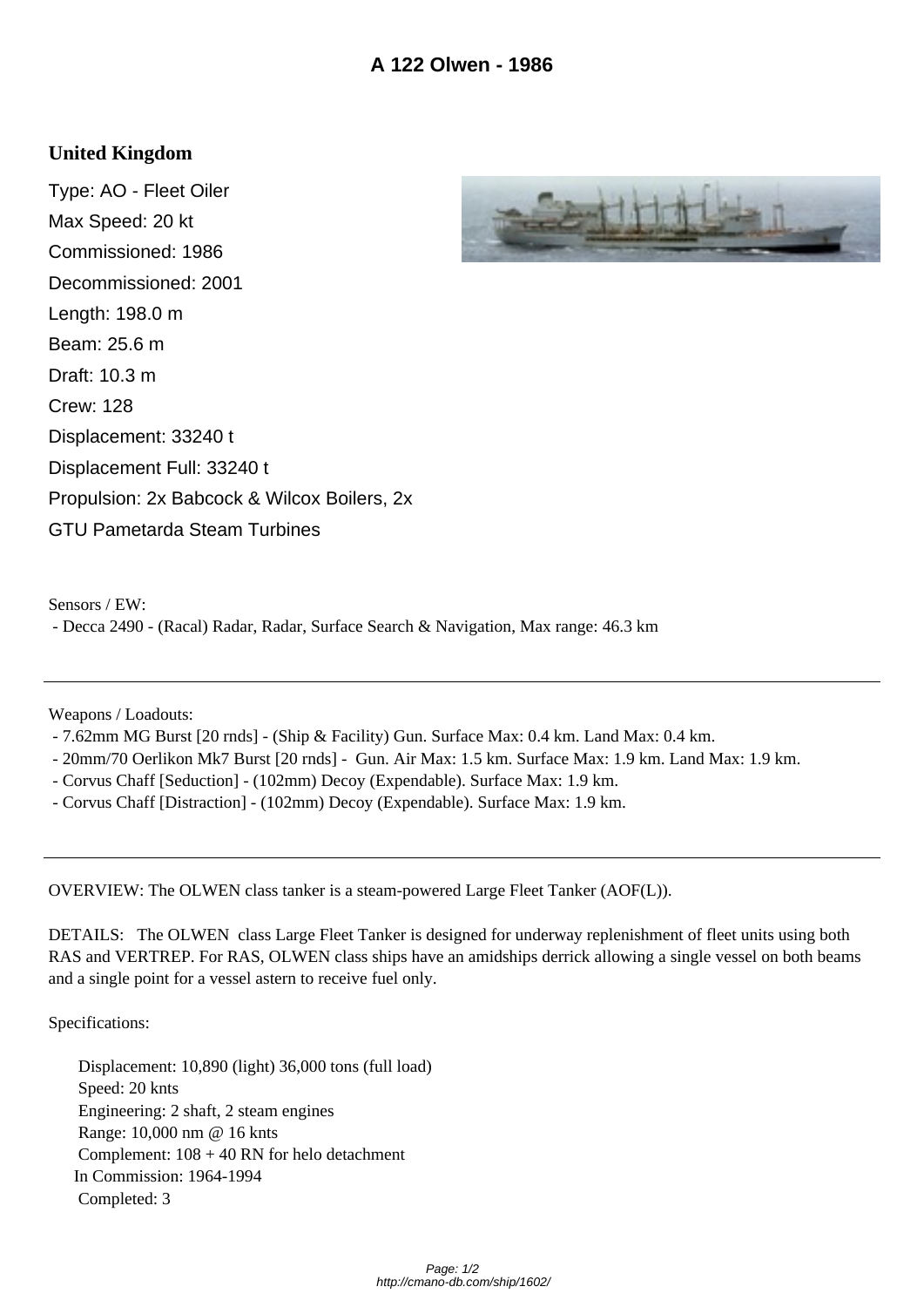# A 122 Olwen - 1986

## United Kingdom

Type: AO - Fleet Oiler
Max Speed: 20 kt
Commissioned: 1986
Decommissioned: 2001
Length: 198.0 m
Beam: 25.6 m
Draft: 10.3 m
Crew: 128
Displacement: 33240 t
Displacement Full: 33240 t
Propulsion: 2x Babcock & Wilcox Boilers, 2x GTU Pametarda Steam Turbines

Sensors / EW:
- Decca 2490 - (Racal) Radar, Radar, Surface Search & Navigation, Max range: 46.3 km

---

Weapons / Loadouts:
- 7.62mm MG Burst [20 rnds] - (Ship & Facility) Gun. Surface Max: 0.4 km. Land Max: 0.4 km.
- 20mm/70 Oerlikon Mk7 Burst [20 rnds] - Gun. Air Max: 1.5 km. Surface Max: 1.9 km. Land Max: 1.9 km.
- Corvus Chaff [Seduction] - (102mm) Decoy (Expendable). Surface Max: 1.9 km.
- Corvus Chaff [Distraction] - (102mm) Decoy (Expendable). Surface Max: 1.9 km.

---

OVERVIEW: The OLWEN class tanker is a steam-powered Large Fleet Tanker (AOF(L)).

DETAILS: The OLWEN class Large Fleet Tanker is designed for underway replenishment of fleet units using both RAS and VERTREP. For RAS, OLWEN class ships have an amidships derrick allowing a single vessel on both beams and a single point for a vessel astern to receive fuel only.

Specifications:

Displacement: 10,890 (light) 36,000 tons (full load)
Speed: 20 knts
Engineering: 2 shaft, 2 steam engines
Range: 10,000 nm @ 16 knts
Complement: 108 + 40 RN for helo detachment
In Commission: 1964-1994
Completed: 3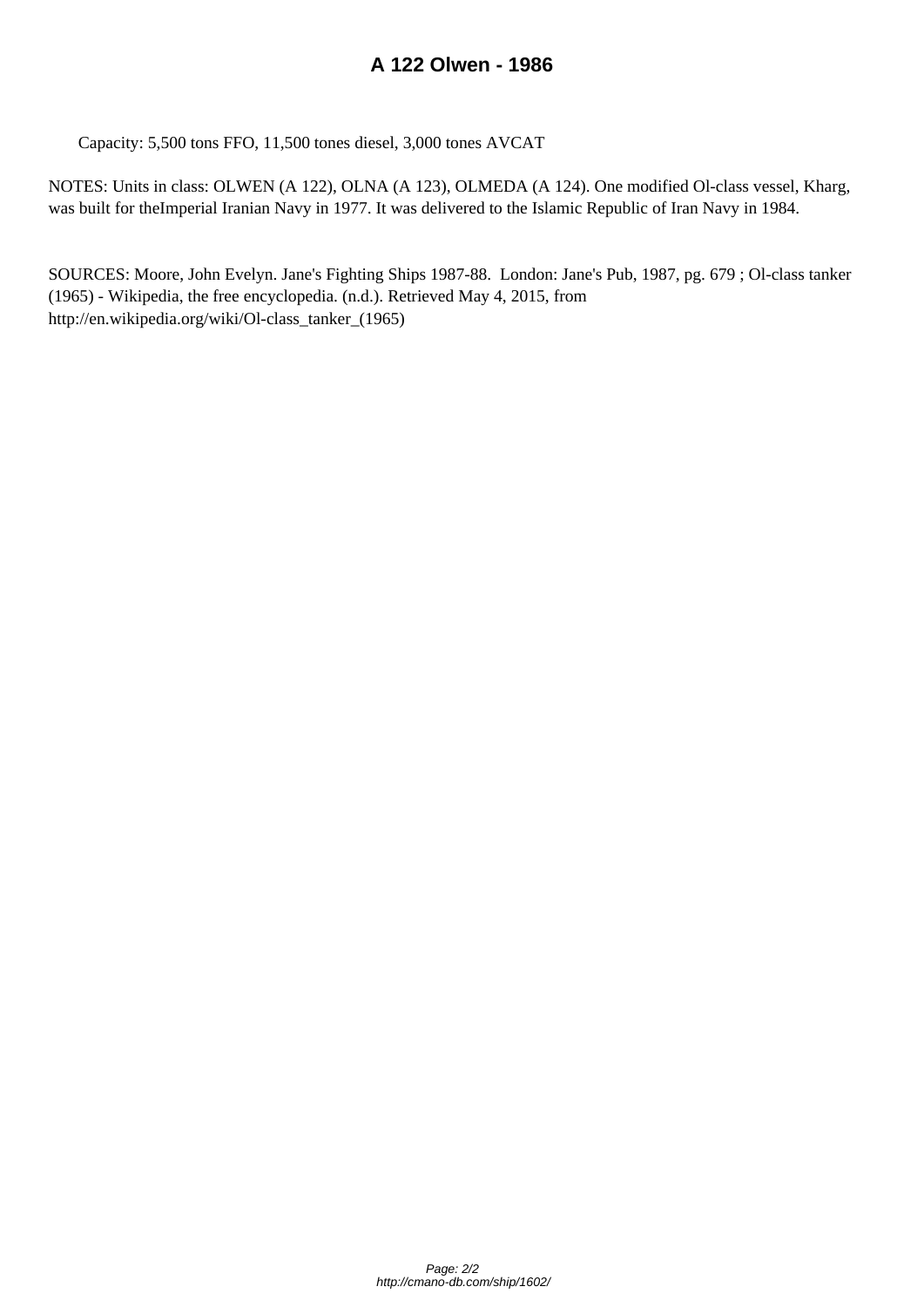Capacity: 5,500 tons FFO, 11,500 tones diesel, 3,000 tones AVCAT

NOTES: Units in class: OLWEN (A 122), OLNA (A 123), OLMEDA (A 124). One modified Ol-class vessel, Kharg, was built for theImperial Iranian Navy in 1977. It was delivered to the Islamic Republic of Iran Navy in 1984.

SOURCES: Moore, John Evelyn. Jane's Fighting Ships 1987-88. London: Jane's Pub, 1987, pg. 679 ; Ol-class tanker (1965) - Wikipedia, the free encyclopedia. (n.d.). Retrieved May 4, 2015, from http://en.wikipedia.org/wiki/Ol-class_tanker_(1965)